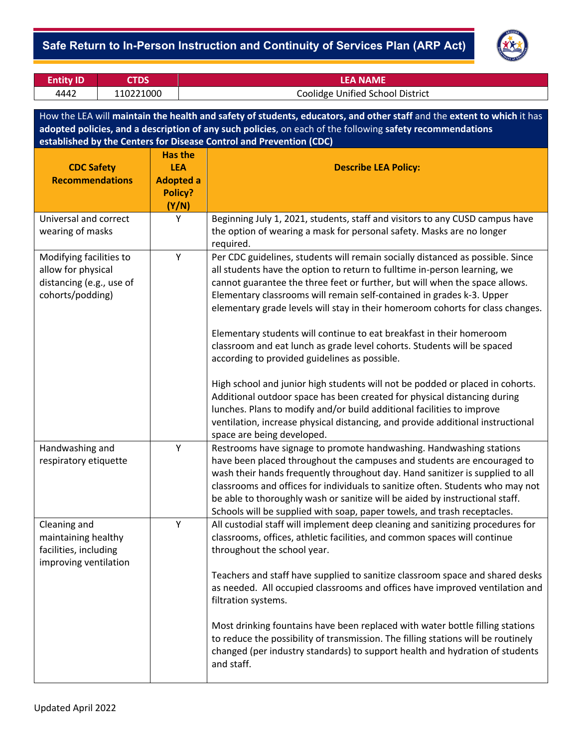# Safe Return to In-Person Instruction and Continuity of Services Plan (ARP Act)

| Entity ID | CTDS | LEA NAME |
|---|---|---|
| 4442 | 110221000 | Coolidge Unified School District |

How the LEA will **maintain the health and safety of students, educators, and other staff** and the **extent to which** it has **adopted policies, and a description of any such policies**, on each of the following **safety recommendations established by the Centers for Disease Control and Prevention (CDC)**

| CDC Safety Recommendations | Has the LEA Adopted a Policy? (Y/N) | Describe LEA Policy: |
|---|---|---|
| Universal and correct wearing of masks | Y | Beginning July 1, 2021, students, staff and visitors to any CUSD campus have the option of wearing a mask for personal safety. Masks are no longer required. |
| Modifying facilities to allow for physical distancing (e.g., use of cohorts/podding) | Y | Per CDC guidelines, students will remain socially distanced as possible. Since all students have the option to return to fulltime in-person learning, we cannot guarantee the three feet or further, but will when the space allows. Elementary classrooms will remain self-contained in grades k-3. Upper elementary grade levels will stay in their homeroom cohorts for class changes.<br><br>Elementary students will continue to eat breakfast in their homeroom classroom and eat lunch as grade level cohorts. Students will be spaced according to provided guidelines as possible.<br><br>High school and junior high students will not be podded or placed in cohorts. Additional outdoor space has been created for physical distancing during lunches. Plans to modify and/or build additional facilities to improve ventilation, increase physical distancing, and provide additional instructional space are being developed. |
| Handwashing and respiratory etiquette | Y | Restrooms have signage to promote handwashing. Handwashing stations have been placed throughout the campuses and students are encouraged to wash their hands frequently throughout day. Hand sanitizer is supplied to all classrooms and offices for individuals to sanitize often. Students who may not be able to thoroughly wash or sanitize will be aided by instructional staff. Schools will be supplied with soap, paper towels, and trash receptacles. |
| Cleaning and maintaining healthy facilities, including improving ventilation | Y | All custodial staff will implement deep cleaning and sanitizing procedures for classrooms, offices, athletic facilities, and common spaces will continue throughout the school year.<br><br>Teachers and staff have supplied to sanitize classroom space and shared desks as needed. All occupied classrooms and offices have improved ventilation and filtration systems.<br><br>Most drinking fountains have been replaced with water bottle filling stations to reduce the possibility of transmission. The filling stations will be routinely changed (per industry standards) to support health and hydration of students and staff. |

Updated April 2022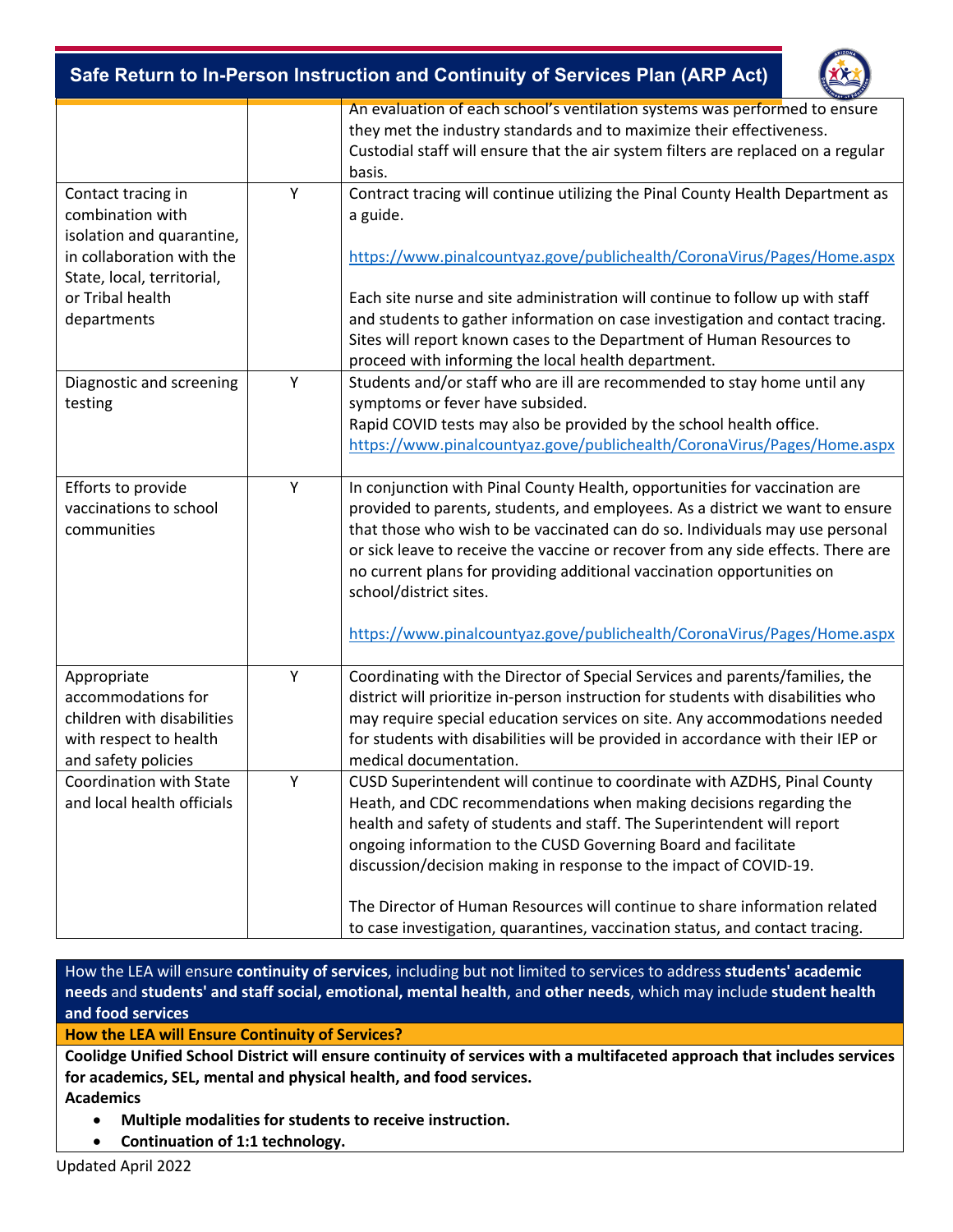| | | |
|---|---|---|
| | | An evaluation of each school's ventilation systems was performed to ensure they met the industry standards and to maximize their effectiveness. Custodial staff will ensure that the air system filters are replaced on a regular basis. |
| Contact tracing in combination with isolation and quarantine, in collaboration with the State, local, territorial, or Tribal health departments | Y | Contract tracing will continue utilizing the Pinal County Health Department as a guide.<br><br>https://www.pinalcountyaz.gove/publichealth/CoronaVirus/Pages/Home.aspx<br><br>Each site nurse and site administration will continue to follow up with staff and students to gather information on case investigation and contact tracing. Sites will report known cases to the Department of Human Resources to proceed with informing the local health department. |
| Diagnostic and screening testing | Y | Students and/or staff who are ill are recommended to stay home until any symptoms or fever have subsided.<br>Rapid COVID tests may also be provided by the school health office.<br>https://www.pinalcountyaz.gove/publichealth/CoronaVirus/Pages/Home.aspx |
| Efforts to provide vaccinations to school communities | Y | In conjunction with Pinal County Health, opportunities for vaccination are provided to parents, students, and employees. As a district we want to ensure that those who wish to be vaccinated can do so. Individuals may use personal or sick leave to receive the vaccine or recover from any side effects. There are no current plans for providing additional vaccination opportunities on school/district sites.<br><br>https://www.pinalcountyaz.gove/publichealth/CoronaVirus/Pages/Home.aspx |
| Appropriate accommodations for children with disabilities with respect to health and safety policies | Y | Coordinating with the Director of Special Services and parents/families, the district will prioritize in-person instruction for students with disabilities who may require special education services on site. Any accommodations needed for students with disabilities will be provided in accordance with their IEP or medical documentation. |
| Coordination with State and local health officials | Y | CUSD Superintendent will continue to coordinate with AZDHS, Pinal County Heath, and CDC recommendations when making decisions regarding the health and safety of students and staff. The Superintendent will report ongoing information to the CUSD Governing Board and facilitate discussion/decision making in response to the impact of COVID-19.<br><br>The Director of Human Resources will continue to share information related to case investigation, quarantines, vaccination status, and contact tracing. |

How the LEA will ensure **continuity of services**, including but not limited to services to address **students' academic needs** and **students' and staff social, emotional, mental health**, and **other needs**, which may include **student health and food services**

**How the LEA will Ensure Continuity of Services?**

**Coolidge Unified School District will ensure continuity of services with a multifaceted approach that includes services for academics, SEL, mental and physical health, and food services.**

**Academics**

- **Multiple modalities for students to receive instruction.**
- **Continuation of 1:1 technology.**

Updated April 2022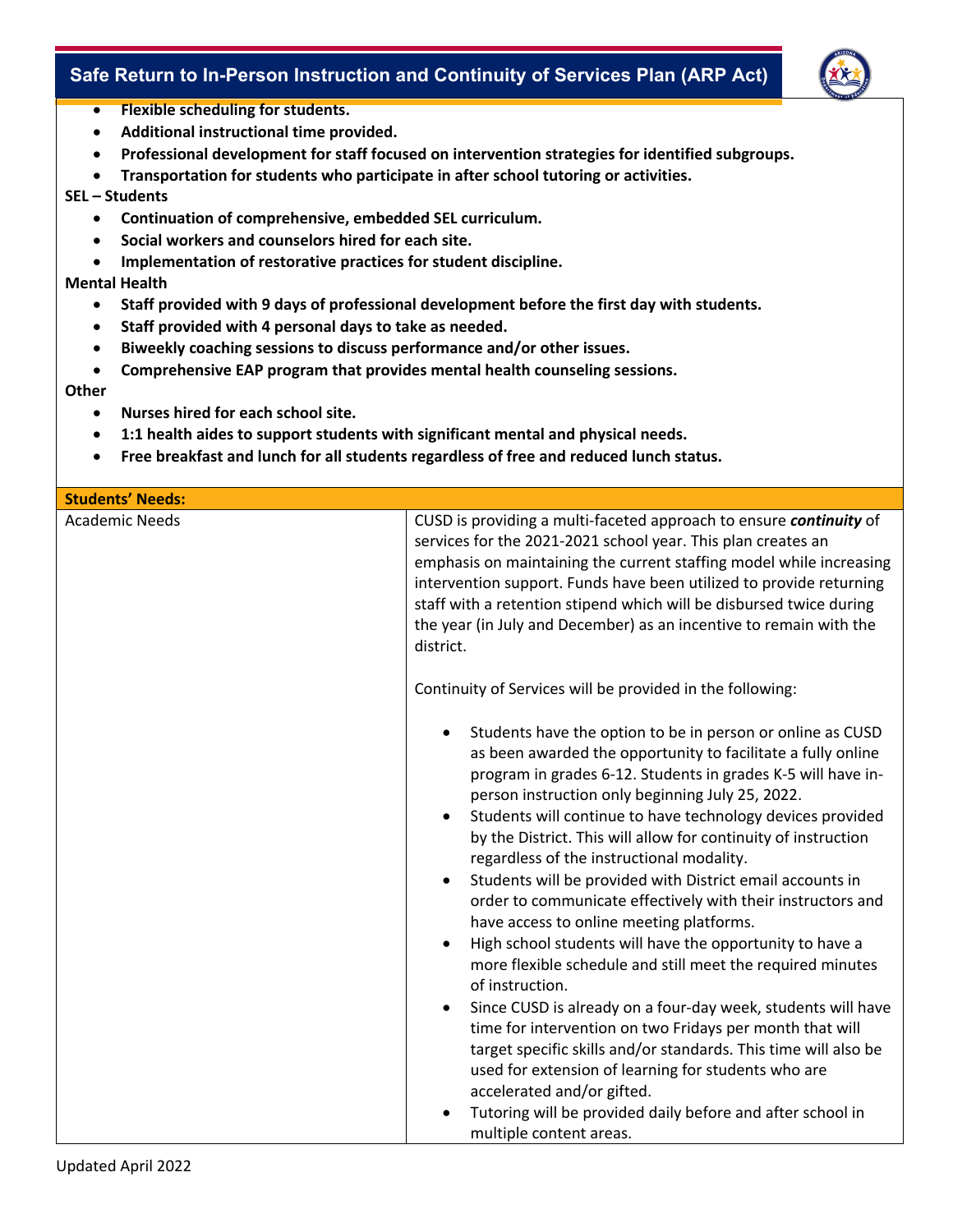- **Flexible scheduling for students.**
- **Additional instructional time provided.**
- **Professional development for staff focused on intervention strategies for identified subgroups.**
- **Transportation for students who participate in after school tutoring or activities.**

**SEL – Students**

- **Continuation of comprehensive, embedded SEL curriculum.**
- **Social workers and counselors hired for each site.**
- **Implementation of restorative practices for student discipline.**

**Mental Health**

- **Staff provided with 9 days of professional development before the first day with students.**
- **Staff provided with 4 personal days to take as needed.**
- **Biweekly coaching sessions to discuss performance and/or other issues.**
- **Comprehensive EAP program that provides mental health counseling sessions.**

**Other**

- **Nurses hired for each school site.**
- **1:1 health aides to support students with significant mental and physical needs.**
- **Free breakfast and lunch for all students regardless of free and reduced lunch status.**

| **Students' Needs:** | |
|---|---|
| Academic Needs | CUSD is providing a multi-faceted approach to ensure ***continuity*** of services for the 2021-2021 school year. This plan creates an emphasis on maintaining the current staffing model while increasing intervention support. Funds have been utilized to provide returning staff with a retention stipend which will be disbursed twice during the year (in July and December) as an incentive to remain with the district.<br><br>Continuity of Services will be provided in the following:<br><br>• Students have the option to be in person or online as CUSD as been awarded the opportunity to facilitate a fully online program in grades 6-12. Students in grades K-5 will have in-person instruction only beginning July 25, 2022.<br>• Students will continue to have technology devices provided by the District. This will allow for continuity of instruction regardless of the instructional modality.<br>• Students will be provided with District email accounts in order to communicate effectively with their instructors and have access to online meeting platforms.<br>• High school students will have the opportunity to have a more flexible schedule and still meet the required minutes of instruction.<br>• Since CUSD is already on a four-day week, students will have time for intervention on two Fridays per month that will target specific skills and/or standards. This time will also be used for extension of learning for students who are accelerated and/or gifted.<br>• Tutoring will be provided daily before and after school in multiple content areas. |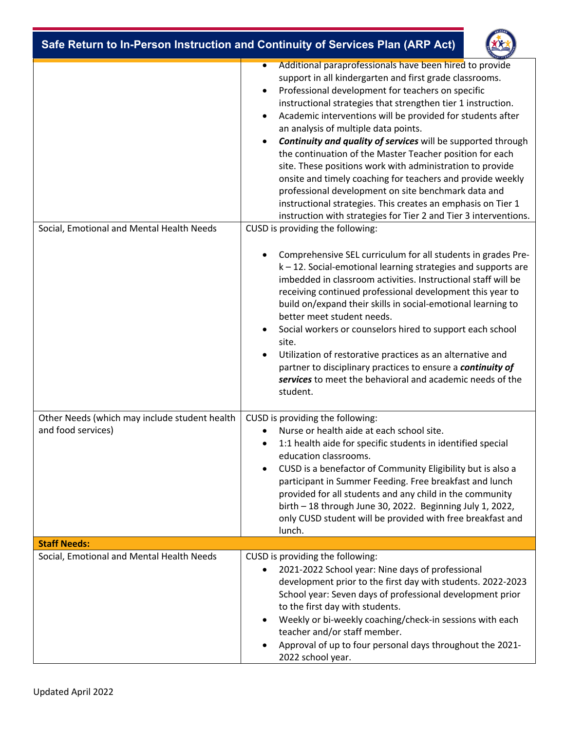| | |
|---|---|
| | • Additional paraprofessionals have been hired to provide support in all kindergarten and first grade classrooms.<br>• Professional development for teachers on specific instructional strategies that strengthen tier 1 instruction.<br>• Academic interventions will be provided for students after an analysis of multiple data points.<br>• ***Continuity and quality of services*** will be supported through the continuation of the Master Teacher position for each site. These positions work with administration to provide onsite and timely coaching for teachers and provide weekly professional development on site benchmark data and instructional strategies. This creates an emphasis on Tier 1 instruction with strategies for Tier 2 and Tier 3 interventions. |
| Social, Emotional and Mental Health Needs | CUSD is providing the following:<br><br>• Comprehensive SEL curriculum for all students in grades Pre-k – 12. Social-emotional learning strategies and supports are imbedded in classroom activities. Instructional staff will be receiving continued professional development this year to build on/expand their skills in social-emotional learning to better meet student needs.<br>• Social workers or counselors hired to support each school site.<br>• Utilization of restorative practices as an alternative and partner to disciplinary practices to ensure a ***continuity of services*** to meet the behavioral and academic needs of the student. |
| Other Needs (which may include student health and food services) | CUSD is providing the following:<br>• Nurse or health aide at each school site.<br>• 1:1 health aide for specific students in identified special education classrooms.<br>• CUSD is a benefactor of Community Eligibility but is also a participant in Summer Feeding. Free breakfast and lunch provided for all students and any child in the community birth – 18 through June 30, 2022. Beginning July 1, 2022, only CUSD student will be provided with free breakfast and lunch. |
| **Staff Needs:** | |
| Social, Emotional and Mental Health Needs | CUSD is providing the following:<br>• 2021-2022 School year: Nine days of professional development prior to the first day with students. 2022-2023 School year: Seven days of professional development prior to the first day with students.<br>• Weekly or bi-weekly coaching/check-in sessions with each teacher and/or staff member.<br>• Approval of up to four personal days throughout the 2021-2022 school year. |

Updated April 2022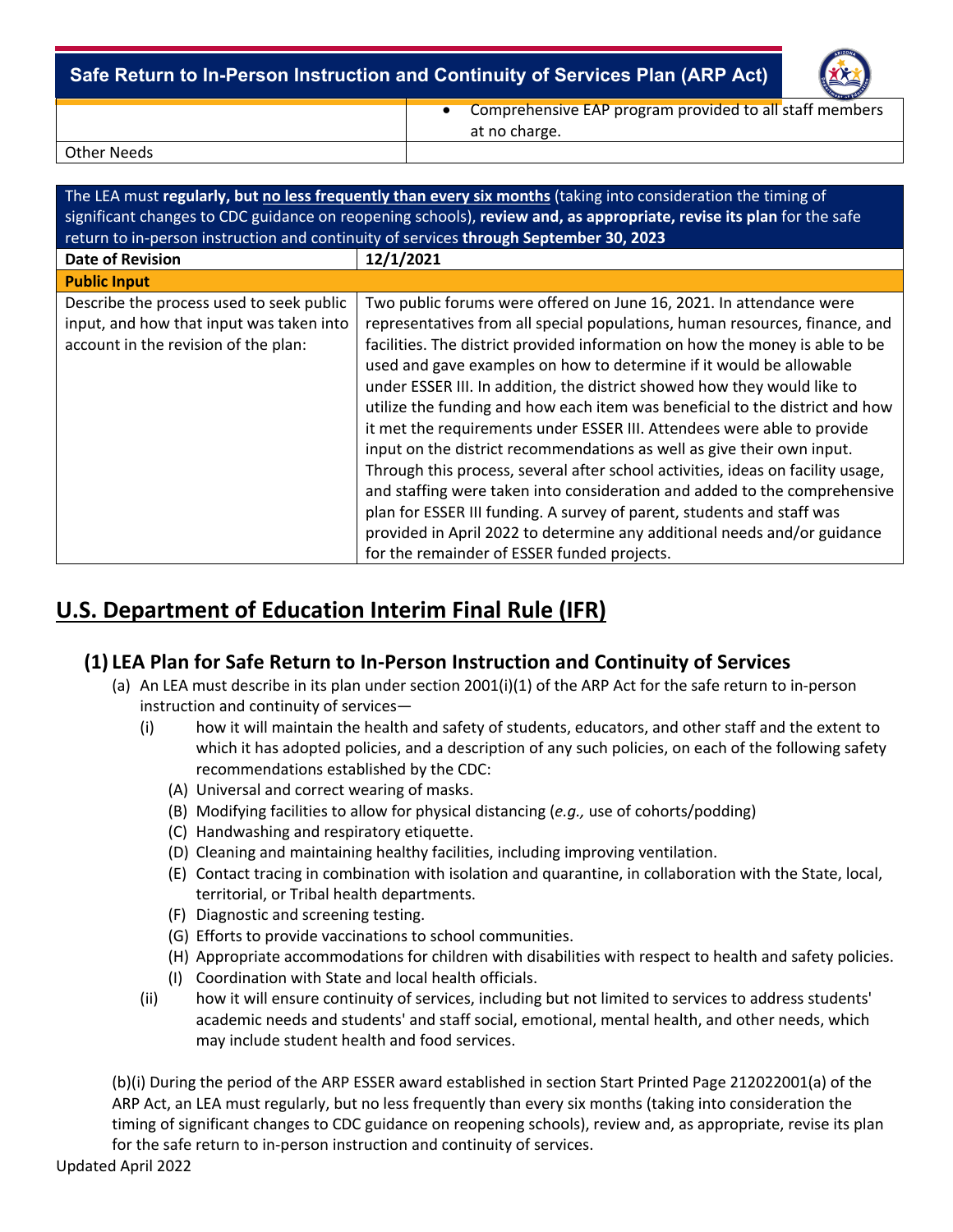| | |
|---|---|
| | • Comprehensive EAP program provided to all staff members at no charge. |
| Other Needs | |

| The LEA must **regularly, but no less frequently than every six months** (taking into consideration the timing of significant changes to CDC guidance on reopening schools), **review and, as appropriate, revise its plan** for the safe return to in-person instruction and continuity of services **through September 30, 2023** | |
|---|---|
| **Date of Revision** | **12/1/2021** |
| **Public Input** | |
| Describe the process used to seek public input, and how that input was taken into account in the revision of the plan: | Two public forums were offered on June 16, 2021. In attendance were representatives from all special populations, human resources, finance, and facilities. The district provided information on how the money is able to be used and gave examples on how to determine if it would be allowable under ESSER III. In addition, the district showed how they would like to utilize the funding and how each item was beneficial to the district and how it met the requirements under ESSER III. Attendees were able to provide input on the district recommendations as well as give their own input. Through this process, several after school activities, ideas on facility usage, and staffing were taken into consideration and added to the comprehensive plan for ESSER III funding. A survey of parent, students and staff was provided in April 2022 to determine any additional needs and/or guidance for the remainder of ESSER funded projects. |

# U.S. Department of Education Interim Final Rule (IFR)

## (1) LEA Plan for Safe Return to In-Person Instruction and Continuity of Services

(a) An LEA must describe in its plan under section 2001(i)(1) of the ARP Act for the safe return to in-person instruction and continuity of services—

- (i) how it will maintain the health and safety of students, educators, and other staff and the extent to which it has adopted policies, and a description of any such policies, on each of the following safety recommendations established by the CDC:
  - (A) Universal and correct wearing of masks.
  - (B) Modifying facilities to allow for physical distancing (*e.g.,* use of cohorts/podding)
  - (C) Handwashing and respiratory etiquette.
  - (D) Cleaning and maintaining healthy facilities, including improving ventilation.
  - (E) Contact tracing in combination with isolation and quarantine, in collaboration with the State, local, territorial, or Tribal health departments.
  - (F) Diagnostic and screening testing.
  - (G) Efforts to provide vaccinations to school communities.
  - (H) Appropriate accommodations for children with disabilities with respect to health and safety policies.
  - (I) Coordination with State and local health officials.
- (ii) how it will ensure continuity of services, including but not limited to services to address students' academic needs and students' and staff social, emotional, mental health, and other needs, which may include student health and food services.

(b)(i) During the period of the ARP ESSER award established in section Start Printed Page 212022001(a) of the ARP Act, an LEA must regularly, but no less frequently than every six months (taking into consideration the timing of significant changes to CDC guidance on reopening schools), review and, as appropriate, revise its plan for the safe return to in-person instruction and continuity of services.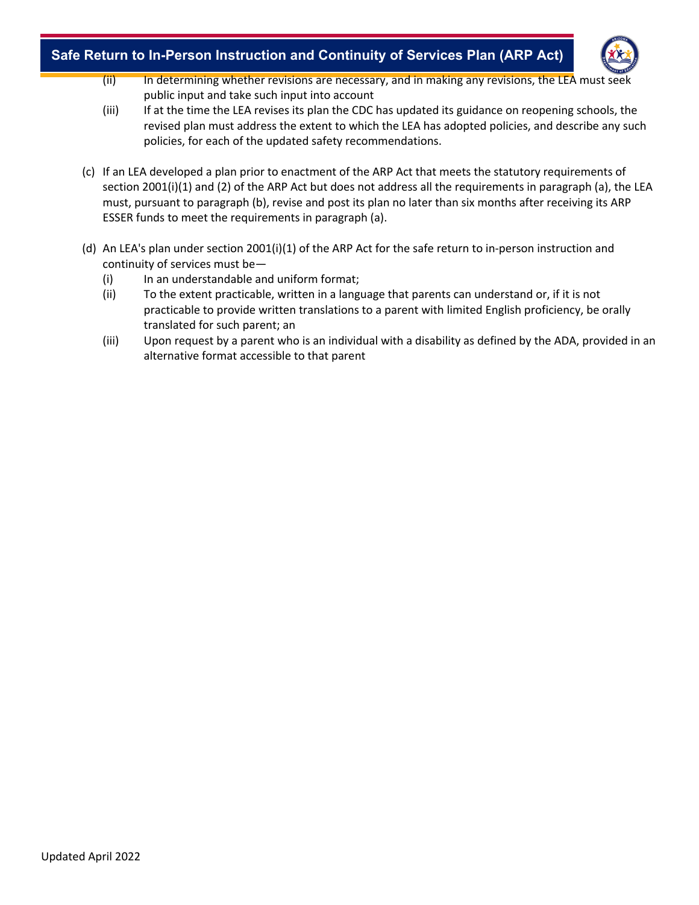(ii) In determining whether revisions are necessary, and in making any revisions, the LEA must seek public input and take such input into account

(iii) If at the time the LEA revises its plan the CDC has updated its guidance on reopening schools, the revised plan must address the extent to which the LEA has adopted policies, and describe any such policies, for each of the updated safety recommendations.

(c) If an LEA developed a plan prior to enactment of the ARP Act that meets the statutory requirements of section 2001(i)(1) and (2) of the ARP Act but does not address all the requirements in paragraph (a), the LEA must, pursuant to paragraph (b), revise and post its plan no later than six months after receiving its ARP ESSER funds to meet the requirements in paragraph (a).

(d) An LEA's plan under section 2001(i)(1) of the ARP Act for the safe return to in-person instruction and continuity of services must be—

(i) In an understandable and uniform format;

(ii) To the extent practicable, written in a language that parents can understand or, if it is not practicable to provide written translations to a parent with limited English proficiency, be orally translated for such parent; an

(iii) Upon request by a parent who is an individual with a disability as defined by the ADA, provided in an alternative format accessible to that parent